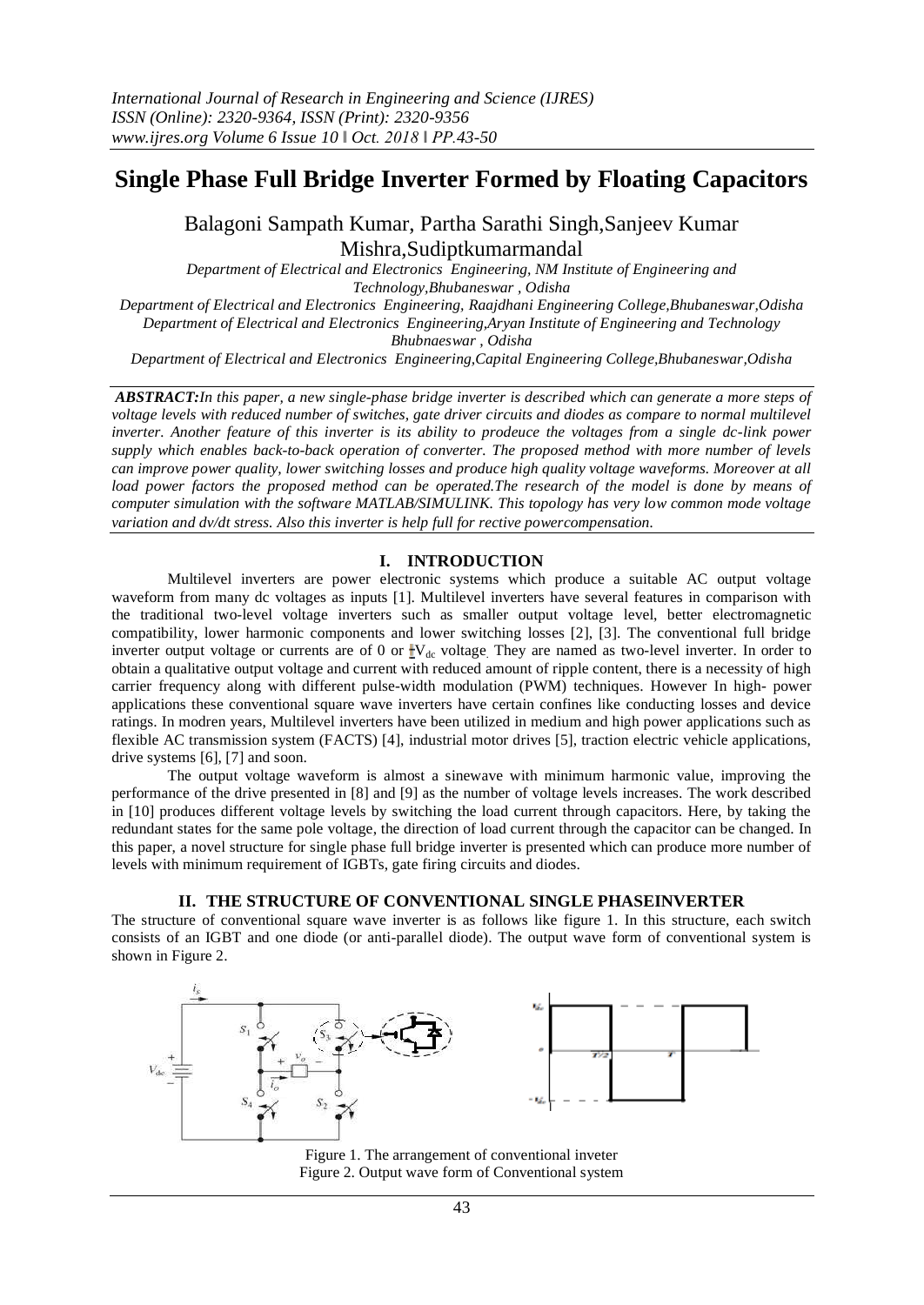# Single Phase Full Bridge Inverter Formed by Floating Capacitors

Balagoni Sampath Kumar, Partha Sarathi Singh,Sanjeev Kumar Mishra,Sudiptkumarmandal

*Department of Electrical and Electronics Engineering, NM Institute of Engineering and Technology,Bhubaneswar , Odisha*

*Department of Electrical and Electronics Engineering, Raajdhani Engineering College,Bhubaneswar,Odisha*

*Department of Electrical and Electronics Engineering,Aryan Institute of Engineering and Technology Bhubnaeswar , Odisha*

*Department of Electrical and Electronics Engineering,Capital Engineering College,Bhubaneswar,Odisha*

***ABSTRACT:****In this paper, a new single-phase bridge inverter is described which can generate a more steps of voltage levels with reduced number of switches, gate driver circuits and diodes as compare to normal multilevel inverter. Another feature of this inverter is its ability to prodeuce the voltages from a single dc-link power supply which enables back-to-back operation of converter. The proposed method with more number of levels can improve power quality, lower switching losses and produce high quality voltage waveforms. Moreover at all load power factors the proposed method can be operated.The research of the model is done by means of computer simulation with the software MATLAB/SIMULINK. This topology has very low common mode voltage variation and dv/dt stress. Also this inverter is help full for rective powercompensation.*

## I. INTRODUCTION

Multilevel inverters are power electronic systems which produce a suitable AC output voltage waveform from many dc voltages as inputs [1]. Multilevel inverters have several features in comparison with the traditional two-level voltage inverters such as smaller output voltage level, better electromagnetic compatibility, lower harmonic components and lower switching losses [2], [3]. The conventional full bridge inverter output voltage or currents are of 0 or $\pm V_{dc}$ voltage. They are named as two-level inverter. In order to obtain a qualitative output voltage and current with reduced amount of ripple content, there is a necessity of high carrier frequency along with different pulse-width modulation (PWM) techniques. However In high- power applications these conventional square wave inverters have certain confines like conducting losses and device ratings. In modren years, Multilevel inverters have been utilized in medium and high power applications such as flexible AC transmission system (FACTS) [4], industrial motor drives [5], traction electric vehicle applications, drive systems [6], [7] and soon.

The output voltage waveform is almost a sinewave with minimum harmonic value, improving the performance of the drive presented in [8] and [9] as the number of voltage levels increases. The work described in [10] produces different voltage levels by switching the load current through capacitors. Here, by taking the redundant states for the same pole voltage, the direction of load current through the capacitor can be changed. In this paper, a novel structure for single phase full bridge inverter is presented which can produce more number of levels with minimum requirement of IGBTs, gate firing circuits and diodes.

## II. THE STRUCTURE OF CONVENTIONAL SINGLE PHASEINVERTER

The structure of conventional square wave inverter is as follows like figure 1. In this structure, each switch consists of an IGBT and one diode (or anti-parallel diode). The output wave form of conventional system is shown in Figure 2.

Figure 1. The arrangement of conventional inveter
Figure 2. Output wave form of Conventional system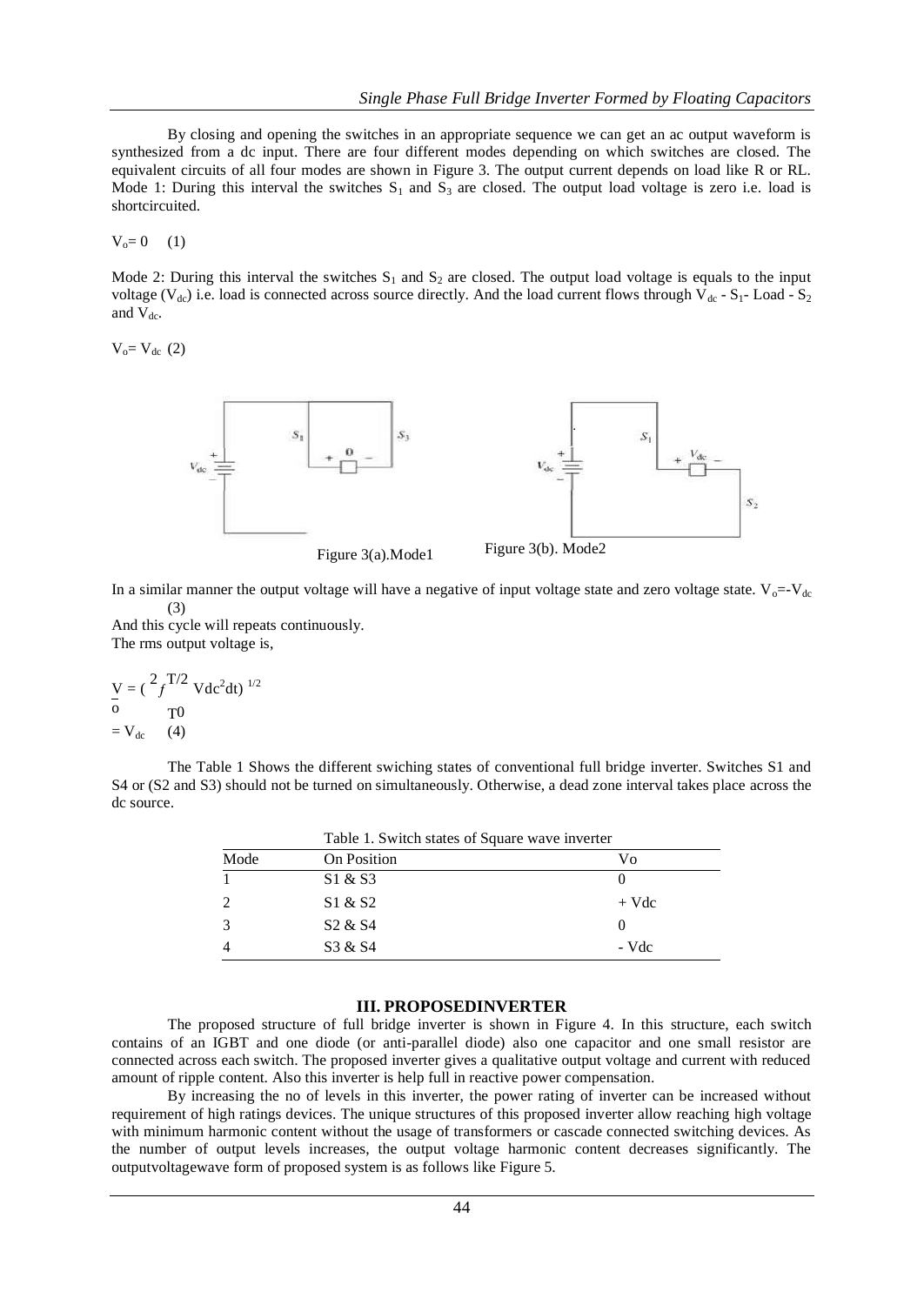By closing and opening the switches in an appropriate sequence we can get an ac output waveform is synthesized from a dc input. There are four different modes depending on which switches are closed. The equivalent circuits of all four modes are shown in Figure 3. The output current depends on load like R or RL. Mode 1: During this interval the switches $S_1$ and $S_3$ are closed. The output load voltage is zero i.e. load is shortcircuited.

$V_o = 0$ (1)

Mode 2: During this interval the switches $S_1$ and $S_2$ are closed. The output load voltage is equals to the input voltage ($V_{dc}$) i.e. load is connected across source directly. And the load current flows through $V_{dc}$ - $S_1$- Load - $S_2$ and $V_{dc}$.

$V_o = V_{dc}$ (2)

Figure 3(a).Mode1

Figure 3(b). Mode2

In a similar manner the output voltage will have a negative of input voltage state and zero voltage state. $V_o = -V_{dc}$ (3)

And this cycle will repeats continuously.

The rms output voltage is,

$$V_o = \left( \frac{2}{T} \int_0^{T/2} V_{dc}^2 dt \right)^{1/2}$$

$= V_{dc}$ (4)

The Table 1 Shows the different swiching states of conventional full bridge inverter. Switches S1 and S4 or (S2 and S3) should not be turned on simultaneously. Otherwise, a dead zone interval takes place across the dc source.

Table 1. Switch states of Square wave inverter

| Mode | On Position | Vo |
|---|---|---|
| 1 | S1 & S3 | 0 |
| 2 | S1 & S2 | + Vdc |
| 3 | S2 & S4 | 0 |
| 4 | S3 & S4 | - Vdc |

## III. PROPOSEDINVERTER

The proposed structure of full bridge inverter is shown in Figure 4. In this structure, each switch contains of an IGBT and one diode (or anti-parallel diode) also one capacitor and one small resistor are connected across each switch. The proposed inverter gives a qualitative output voltage and current with reduced amount of ripple content. Also this inverter is help full in reactive power compensation.

By increasing the no of levels in this inverter, the power rating of inverter can be increased without requirement of high ratings devices. The unique structures of this proposed inverter allow reaching high voltage with minimum harmonic content without the usage of transformers or cascade connected switching devices. As the number of output levels increases, the output voltage harmonic content decreases significantly. The outputvoltagewave form of proposed system is as follows like Figure 5.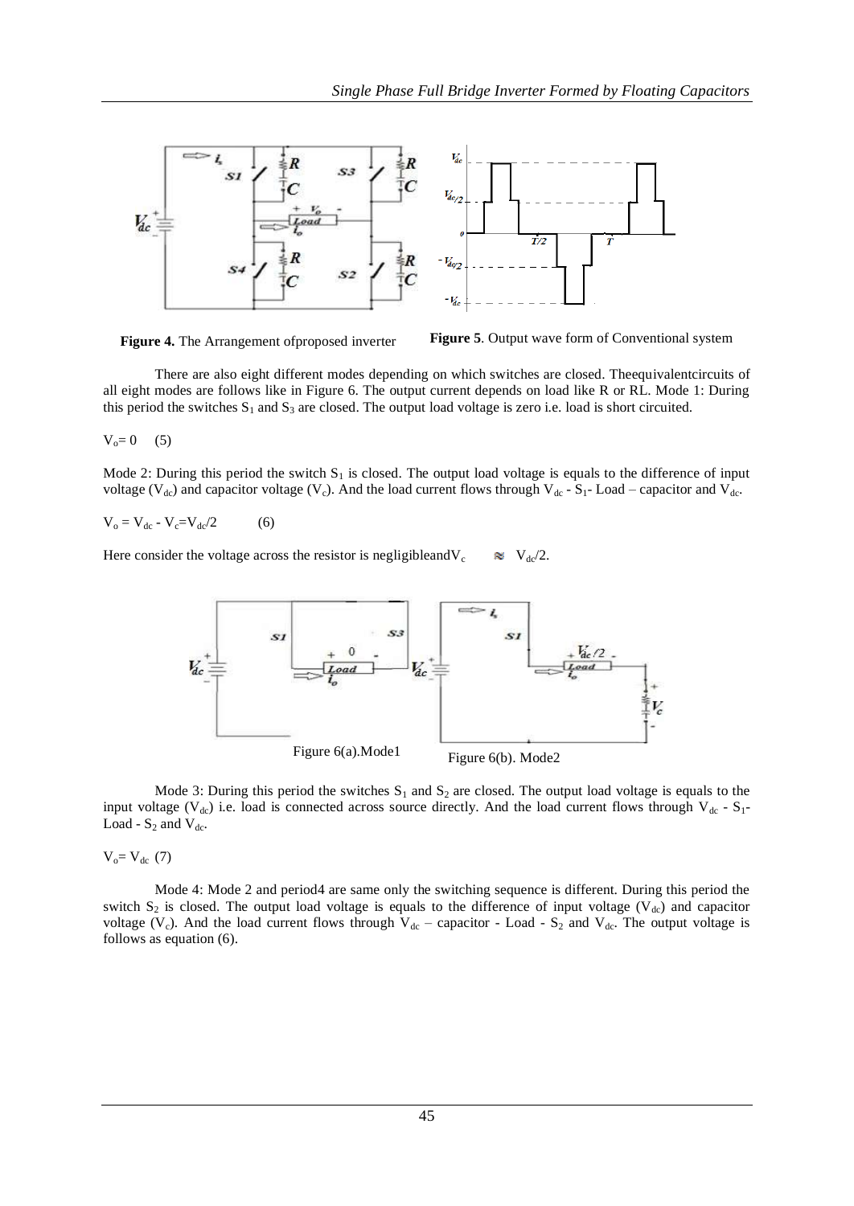**Figure 4.** The Arrangement ofproposed inverter

**Figure 5**. Output wave form of Conventional system

There are also eight different modes depending on which switches are closed. Theequivalentcircuits of all eight modes are follows like in Figure 6. The output current depends on load like R or RL. Mode 1: During this period the switches $S_1$ and $S_3$ are closed. The output load voltage is zero i.e. load is short circuited.

$$V_o = 0 \quad (5)$$

Mode 2: During this period the switch $S_1$ is closed. The output load voltage is equals to the difference of input voltage ($V_{dc}$) and capacitor voltage ($V_c$). And the load current flows through $V_{dc}$ - $S_1$- Load – capacitor and $V_{dc}$.

$$V_o = V_{dc} - V_c = V_{dc}/2 \quad (6)$$

Here consider the voltage across the resistor is negligibleand$V_c \approx V_{dc}/2$.

Figure 6(a).Mode1

Figure 6(b). Mode2

Mode 3: During this period the switches $S_1$ and $S_2$ are closed. The output load voltage is equals to the input voltage ($V_{dc}$) i.e. load is connected across source directly. And the load current flows through $V_{dc}$ - $S_1$- Load - $S_2$ and $V_{dc}$.

$$V_o = V_{dc} \quad (7)$$

Mode 4: Mode 2 and period4 are same only the switching sequence is different. During this period the switch $S_2$ is closed. The output load voltage is equals to the difference of input voltage ($V_{dc}$) and capacitor voltage ($V_c$). And the load current flows through $V_{dc}$ – capacitor - Load - $S_2$ and $V_{dc}$. The output voltage is follows as equation (6).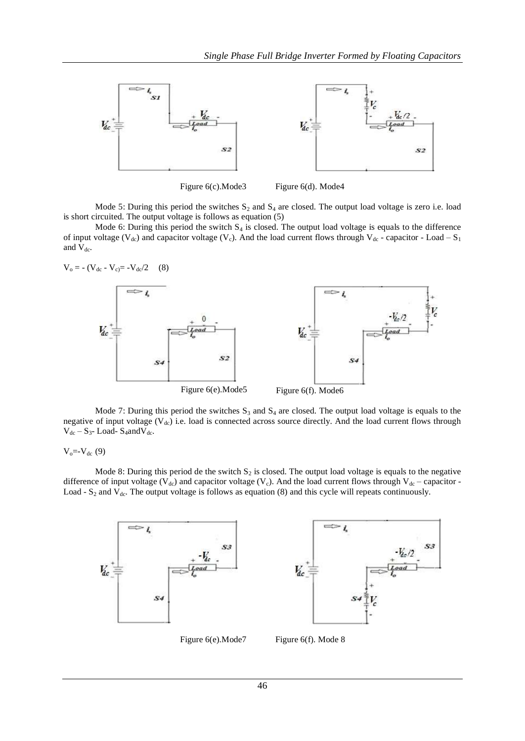Figure 6(c).Mode3 Figure 6(d). Mode4

Mode 5: During this period the switches $S_2$ and $S_4$ are closed. The output load voltage is zero i.e. load is short circuited. The output voltage is follows as equation (5)

Mode 6: During this period the switch $S_4$ is closed. The output load voltage is equals to the difference of input voltage ($V_{dc}$) and capacitor voltage ($V_c$). And the load current flows through $V_{dc}$ - capacitor - Load – $S_1$ and $V_{dc}$.

$$V_o = -(V_{dc} - V_c) = -V_{dc}/2 \quad (8)$$

Figure 6(e).Mode5 Figure 6(f). Mode6

Mode 7: During this period the switches $S_3$ and $S_4$ are closed. The output load voltage is equals to the negative of input voltage ($V_{dc}$) i.e. load is connected across source directly. And the load current flows through $V_{dc}$ – $S_3$- Load- $S_4$and$V_{dc}$.

$$V_o = -V_{dc} \quad (9)$$

Mode 8: During this period de the switch $S_2$ is closed. The output load voltage is equals to the negative difference of input voltage ($V_{dc}$) and capacitor voltage ($V_c$). And the load current flows through $V_{dc}$ – capacitor - Load - $S_2$ and $V_{dc}$. The output voltage is follows as equation (8) and this cycle will repeats continuously.

Figure 6(e).Mode7 Figure 6(f). Mode 8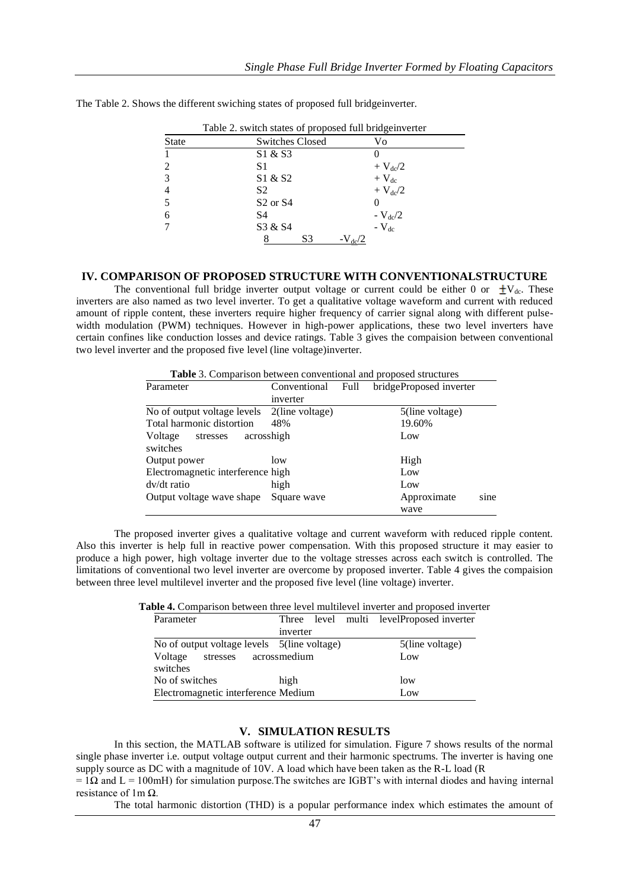The Table 2. Shows the different swiching states of proposed full bridgeinverter.

Table 2. switch states of proposed full bridgeinverter

| State | Switches Closed | Vo |
|---|---|---|
| 1 | S1 & S3 | 0 |
| 2 | S1 | $+ V_{dc}/2$ |
| 3 | S1 & S2 | $+ V_{dc}$ |
| 4 | S2 | $+ V_{dc}/2$ |
| 5 | S2 or S4 | 0 |
| 6 | S4 | $- V_{dc}/2$ |
| 7 | S3 & S4 | $- V_{dc}$ |
| 8 | S3 | $-V_{dc}/2$ |

## IV. COMPARISON OF PROPOSED STRUCTURE WITH CONVENTIONALSTRUCTURE

The conventional full bridge inverter output voltage or current could be either 0 or $\pm V_{dc}$. These inverters are also named as two level inverter. To get a qualitative voltage waveform and current with reduced amount of ripple content, these inverters require higher frequency of carrier signal along with different pulse-width modulation (PWM) techniques. However in high-power applications, these two level inverters have certain confines like conduction losses and device ratings. Table 3 gives the compaision between conventional two level inverter and the proposed five level (line voltage)inverter.

**Table** 3. Comparison between conventional and proposed structures

| Parameter | Conventional Full bridge inverter | Proposed inverter |
|---|---|---|
| No of output voltage levels | 2(line voltage) | 5(line voltage) |
| Total harmonic distortion | 48% | 19.60% |
| Voltage stresses across switches | high | Low |
| Output power | low | High |
| Electromagnetic interference | high | Low |
| dv/dt ratio | high | Low |
| Output voltage wave shape | Square wave | Approximate sine wave |

The proposed inverter gives a qualitative voltage and current waveform with reduced ripple content. Also this inverter is help full in reactive power compensation. With this proposed structure it may easier to produce a high power, high voltage inverter due to the voltage stresses across each switch is controlled. The limitations of conventional two level inverter are overcome by proposed inverter. Table 4 gives the compaision between three level multilevel inverter and the proposed five level (line voltage) inverter.

**Table 4.** Comparison between three level multilevel inverter and proposed inverter

| Parameter | Three level multi level inverter | Proposed inverter |
|---|---|---|
| No of output voltage levels | 5(line voltage) | 5(line voltage) |
| Voltage stresses across switches | medium | Low |
| No of switches | high | low |
| Electromagnetic interference | Medium | Low |

## V. SIMULATION RESULTS

In this section, the MATLAB software is utilized for simulation. Figure 7 shows results of the normal single phase inverter i.e. output voltage output current and their harmonic spectrums. The inverter is having one supply source as DC with a magnitude of 10V. A load which have been taken as the R-L load ($R = 1\Omega$ and $L = 100mH$) for simulation purpose.The switches are IGBT's with internal diodes and having internal resistance of $1m\ \Omega$.

The total harmonic distortion (THD) is a popular performance index which estimates the amount of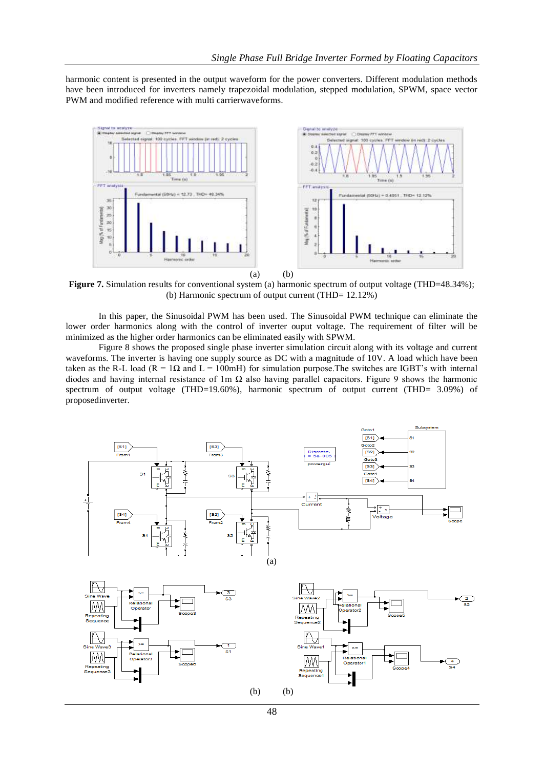harmonic content is presented in the output waveform for the power converters. Different modulation methods have been introduced for inverters namely trapezoidal modulation, stepped modulation, SPWM, space vector PWM and modified reference with multi carrierwaveforms.

(a) (b)

**Figure 7.** Simulation results for conventional system (a) harmonic spectrum of output voltage (THD=48.34%); (b) Harmonic spectrum of output current (THD= 12.12%)

In this paper, the Sinusoidal PWM has been used. The Sinusoidal PWM technique can eliminate the lower order harmonics along with the control of inverter ouput voltage. The requirement of filter will be minimized as the higher order harmonics can be eliminated easily with SPWM.

Figure 8 shows the proposed single phase inverter simulation circuit along with its voltage and current waveforms. The inverter is having one supply source as DC with a magnitude of 10V. A load which have been taken as the R-L load (R = 1Ω and L = 100mH) for simulation purpose.The switches are IGBT's with internal diodes and having internal resistance of 1m Ω also having parallel capacitors. Figure 9 shows the harmonic spectrum of output voltage (THD=19.60%), harmonic spectrum of output current (THD= 3.09%) of proposedinverter.

(a)

(b) (b)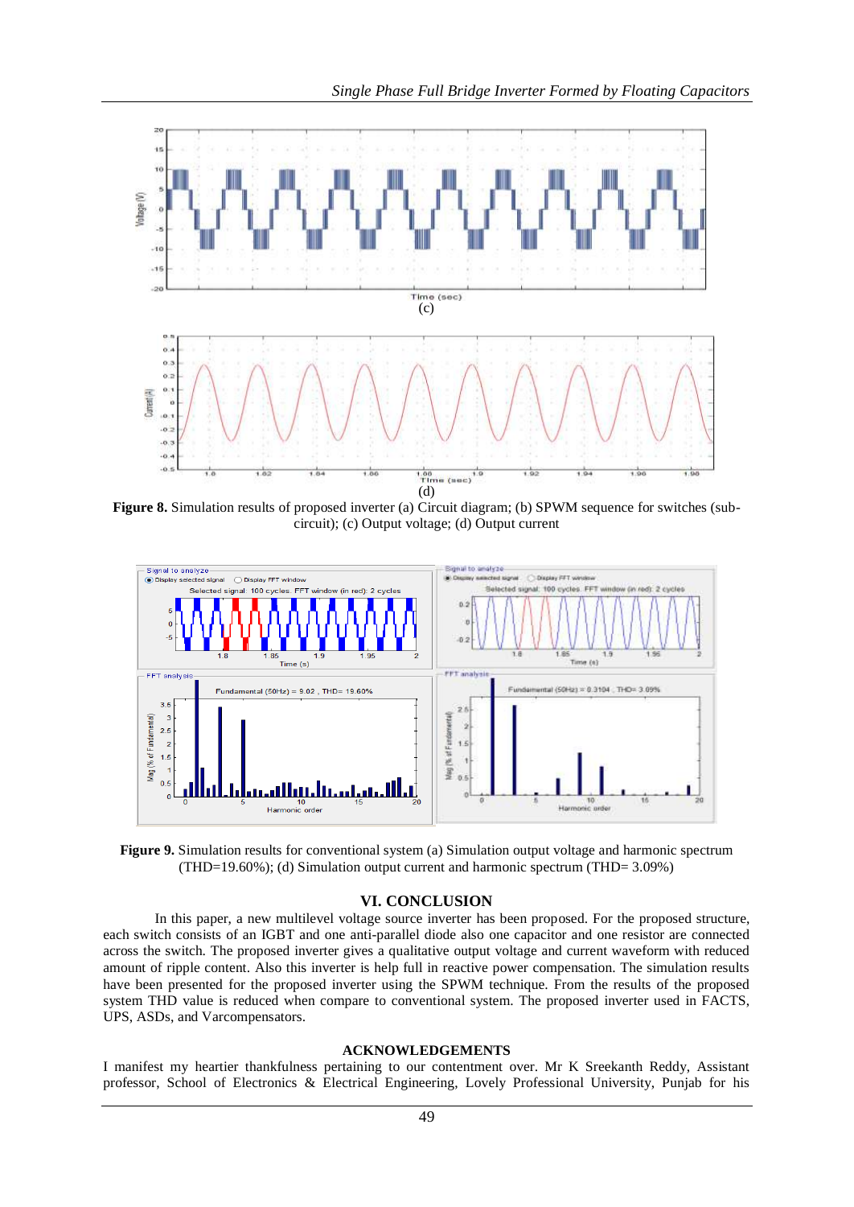(c)

(d)

**Figure 8.** Simulation results of proposed inverter (a) Circuit diagram; (b) SPWM sequence for switches (sub-circuit); (c) Output voltage; (d) Output current

**Figure 9.** Simulation results for conventional system (a) Simulation output voltage and harmonic spectrum (THD=19.60%); (d) Simulation output current and harmonic spectrum (THD= 3.09%)

## VI. CONCLUSION

In this paper, a new multilevel voltage source inverter has been proposed. For the proposed structure, each switch consists of an IGBT and one anti-parallel diode also one capacitor and one resistor are connected across the switch. The proposed inverter gives a qualitative output voltage and current waveform with reduced amount of ripple content. Also this inverter is help full in reactive power compensation. The simulation results have been presented for the proposed inverter using the SPWM technique. From the results of the proposed system THD value is reduced when compare to conventional system. The proposed inverter used in FACTS, UPS, ASDs, and Varcompensators.

## ACKNOWLEDGEMENTS

I manifest my heartier thankfulness pertaining to our contentment over. Mr K Sreekanth Reddy, Assistant professor, School of Electronics & Electrical Engineering, Lovely Professional University, Punjab for his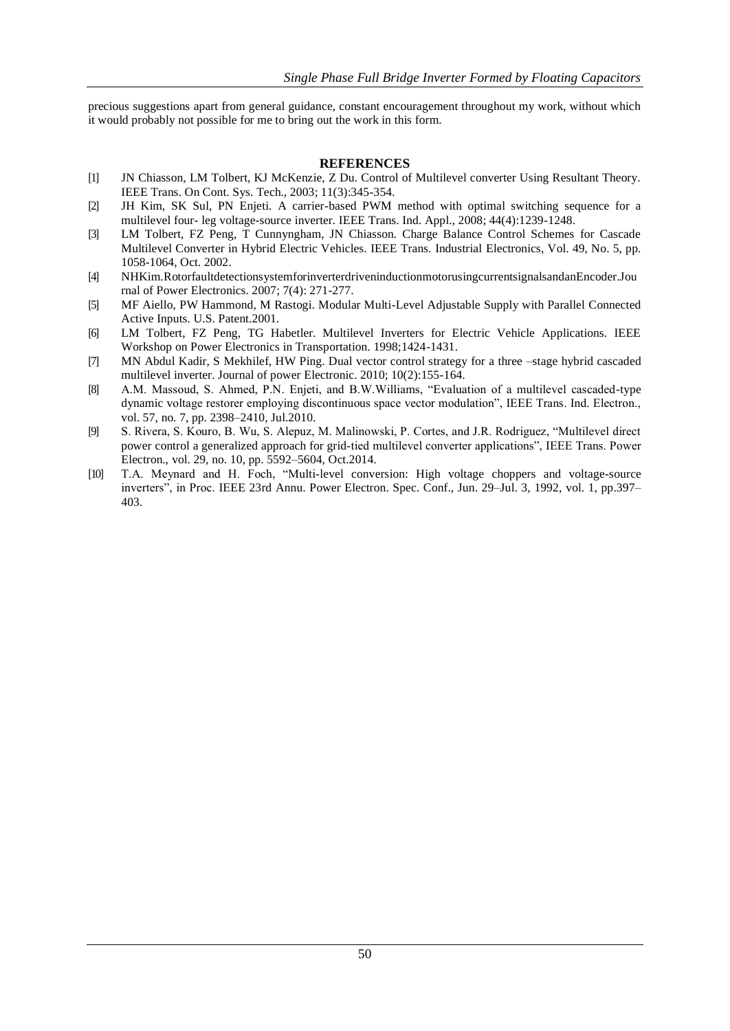precious suggestions apart from general guidance, constant encouragement throughout my work, without which it would probably not possible for me to bring out the work in this form.

## REFERENCES

[1] JN Chiasson, LM Tolbert, KJ McKenzie, Z Du. Control of Multilevel converter Using Resultant Theory. IEEE Trans. On Cont. Sys. Tech., 2003; 11(3):345-354.

[2] JH Kim, SK Sul, PN Enjeti. A carrier-based PWM method with optimal switching sequence for a multilevel four- leg voltage-source inverter. IEEE Trans. Ind. Appl., 2008; 44(4):1239-1248.

[3] LM Tolbert, FZ Peng, T Cunnyngham, JN Chiasson. Charge Balance Control Schemes for Cascade Multilevel Converter in Hybrid Electric Vehicles. IEEE Trans. Industrial Electronics, Vol. 49, No. 5, pp. 1058-1064, Oct. 2002.

[4] NHKim.RotorfaultdetectionsystemforinverterdriveninductionmotorusingcurrentsignalsandanEncoder.Journal of Power Electronics. 2007; 7(4): 271-277.

[5] MF Aiello, PW Hammond, M Rastogi. Modular Multi-Level Adjustable Supply with Parallel Connected Active Inputs. U.S. Patent.2001.

[6] LM Tolbert, FZ Peng, TG Habetler. Multilevel Inverters for Electric Vehicle Applications. IEEE Workshop on Power Electronics in Transportation. 1998;1424-1431.

[7] MN Abdul Kadir, S Mekhilef, HW Ping. Dual vector control strategy for a three –stage hybrid cascaded multilevel inverter. Journal of power Electronic. 2010; 10(2):155-164.

[8] A.M. Massoud, S. Ahmed, P.N. Enjeti, and B.W.Williams, "Evaluation of a multilevel cascaded-type dynamic voltage restorer employing discontinuous space vector modulation", IEEE Trans. Ind. Electron., vol. 57, no. 7, pp. 2398–2410, Jul.2010.

[9] S. Rivera, S. Kouro, B. Wu, S. Alepuz, M. Malinowski, P. Cortes, and J.R. Rodriguez, "Multilevel direct power control a generalized approach for grid-tied multilevel converter applications", IEEE Trans. Power Electron., vol. 29, no. 10, pp. 5592–5604, Oct.2014.

[10] T.A. Meynard and H. Foch, "Multi-level conversion: High voltage choppers and voltage-source inverters", in Proc. IEEE 23rd Annu. Power Electron. Spec. Conf., Jun. 29–Jul. 3, 1992, vol. 1, pp.397–403.